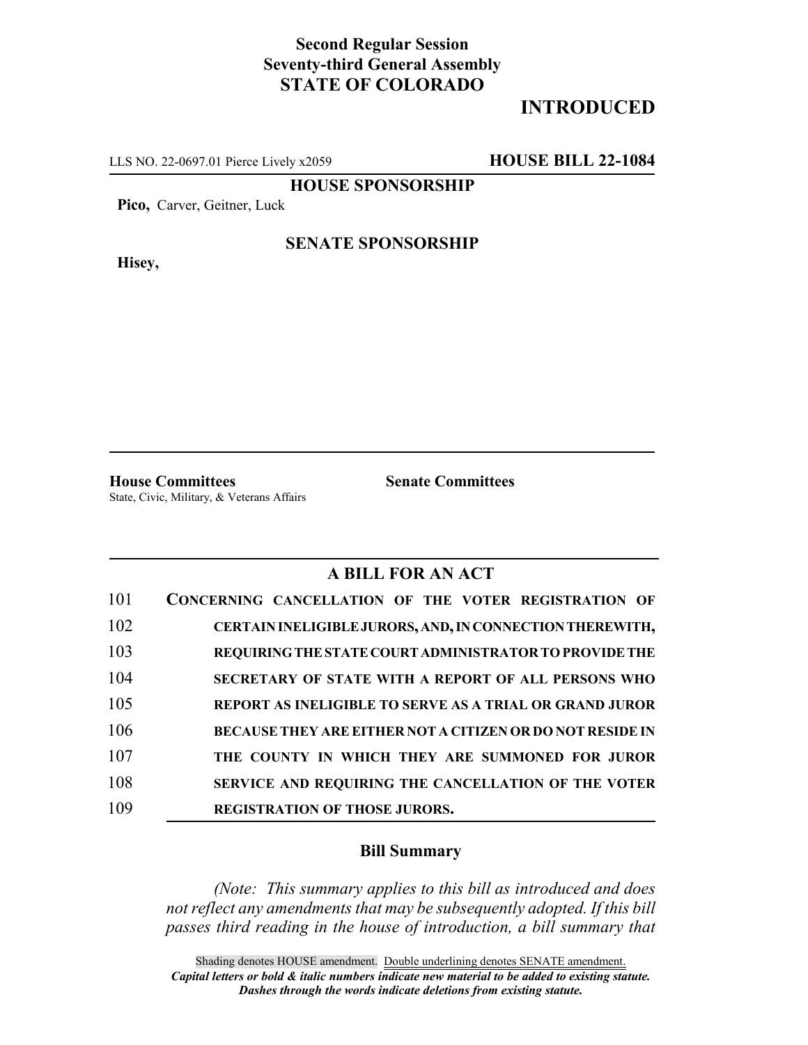**Second Regular Session**
**Seventy-third General Assembly**
**STATE OF COLORADO**

# INTRODUCED

LLS NO. 22-0697.01 Pierce Lively x2059 **HOUSE BILL 22-1084**

**HOUSE SPONSORSHIP**

**Pico,** Carver, Geitner, Luck

**SENATE SPONSORSHIP**

**Hisey,**

**House Committees**
State, Civic, Military, & Veterans Affairs

**Senate Committees**

## A BILL FOR AN ACT

101 **CONCERNING CANCELLATION OF THE VOTER REGISTRATION OF**
102 **CERTAIN INELIGIBLE JURORS, AND, IN CONNECTION THEREWITH,**
103 **REQUIRING THE STATE COURT ADMINISTRATOR TO PROVIDE THE**
104 **SECRETARY OF STATE WITH A REPORT OF ALL PERSONS WHO**
105 **REPORT AS INELIGIBLE TO SERVE AS A TRIAL OR GRAND JUROR**
106 **BECAUSE THEY ARE EITHER NOT A CITIZEN OR DO NOT RESIDE IN**
107 **THE COUNTY IN WHICH THEY ARE SUMMONED FOR JUROR**
108 **SERVICE AND REQUIRING THE CANCELLATION OF THE VOTER**
109 **REGISTRATION OF THOSE JURORS.**

### Bill Summary

*(Note: This summary applies to this bill as introduced and does not reflect any amendments that may be subsequently adopted. If this bill passes third reading in the house of introduction, a bill summary that*

Shading denotes HOUSE amendment. Double underlining denotes SENATE amendment.
***Capital letters or bold & italic numbers indicate new material to be added to existing statute.***
***Dashes through the words indicate deletions from existing statute.***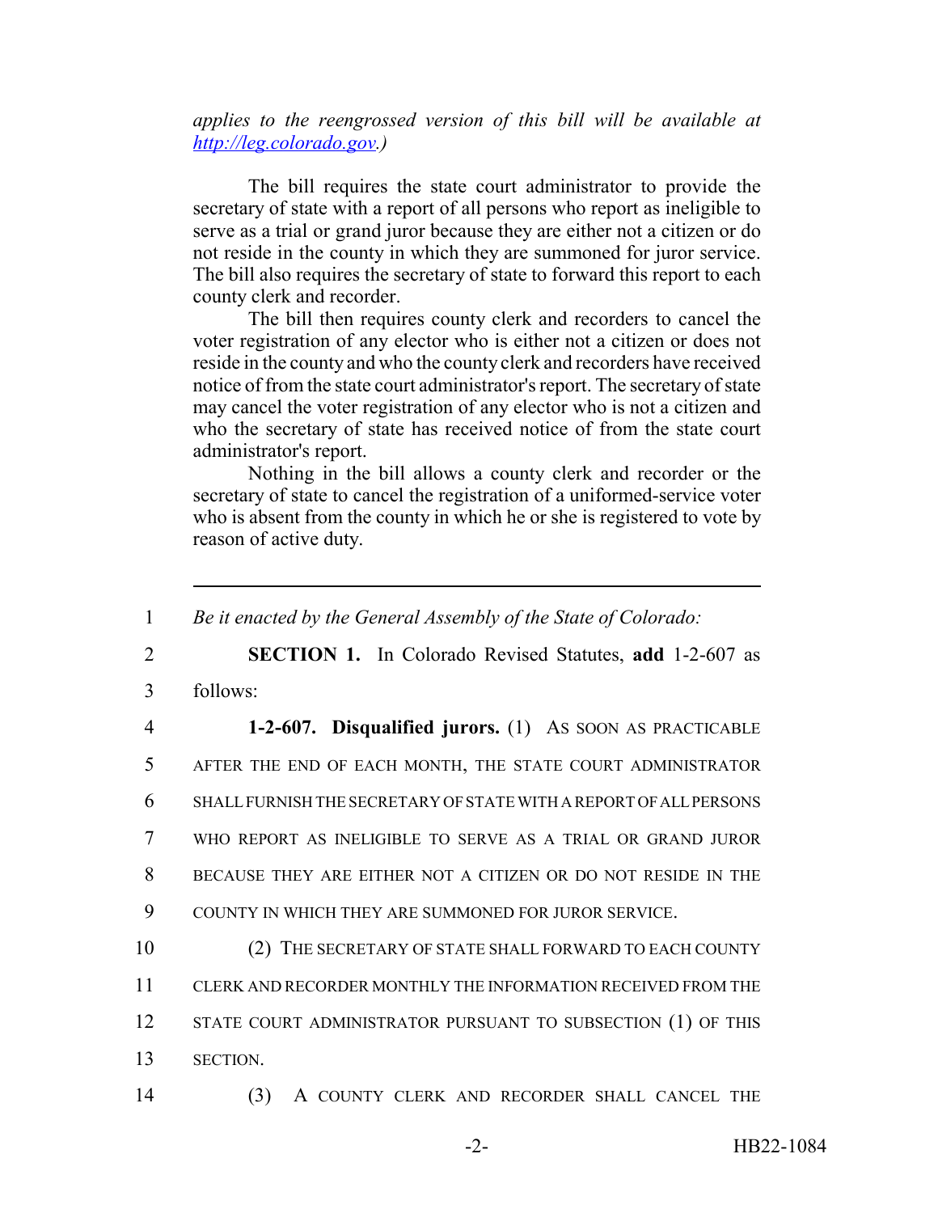*applies to the reengrossed version of this bill will be available at http://leg.colorado.gov.)*

The bill requires the state court administrator to provide the secretary of state with a report of all persons who report as ineligible to serve as a trial or grand juror because they are either not a citizen or do not reside in the county in which they are summoned for juror service. The bill also requires the secretary of state to forward this report to each county clerk and recorder.

The bill then requires county clerk and recorders to cancel the voter registration of any elector who is either not a citizen or does not reside in the county and who the county clerk and recorders have received notice of from the state court administrator's report. The secretary of state may cancel the voter registration of any elector who is not a citizen and who the secretary of state has received notice of from the state court administrator's report.

Nothing in the bill allows a county clerk and recorder or the secretary of state to cancel the registration of a uniformed-service voter who is absent from the county in which he or she is registered to vote by reason of active duty.

---

1 *Be it enacted by the General Assembly of the State of Colorado:*

2 **SECTION 1.** In Colorado Revised Statutes, **add** 1-2-607 as

3 follows:

4 **1-2-607. Disqualified jurors.** (1) AS SOON AS PRACTICABLE

5 AFTER THE END OF EACH MONTH, THE STATE COURT ADMINISTRATOR

6 SHALL FURNISH THE SECRETARY OF STATE WITH A REPORT OF ALL PERSONS

7 WHO REPORT AS INELIGIBLE TO SERVE AS A TRIAL OR GRAND JUROR

8 BECAUSE THEY ARE EITHER NOT A CITIZEN OR DO NOT RESIDE IN THE

9 COUNTY IN WHICH THEY ARE SUMMONED FOR JUROR SERVICE.

10 (2) THE SECRETARY OF STATE SHALL FORWARD TO EACH COUNTY

11 CLERK AND RECORDER MONTHLY THE INFORMATION RECEIVED FROM THE

12 STATE COURT ADMINISTRATOR PURSUANT TO SUBSECTION (1) OF THIS

13 SECTION.

14 (3) A COUNTY CLERK AND RECORDER SHALL CANCEL THE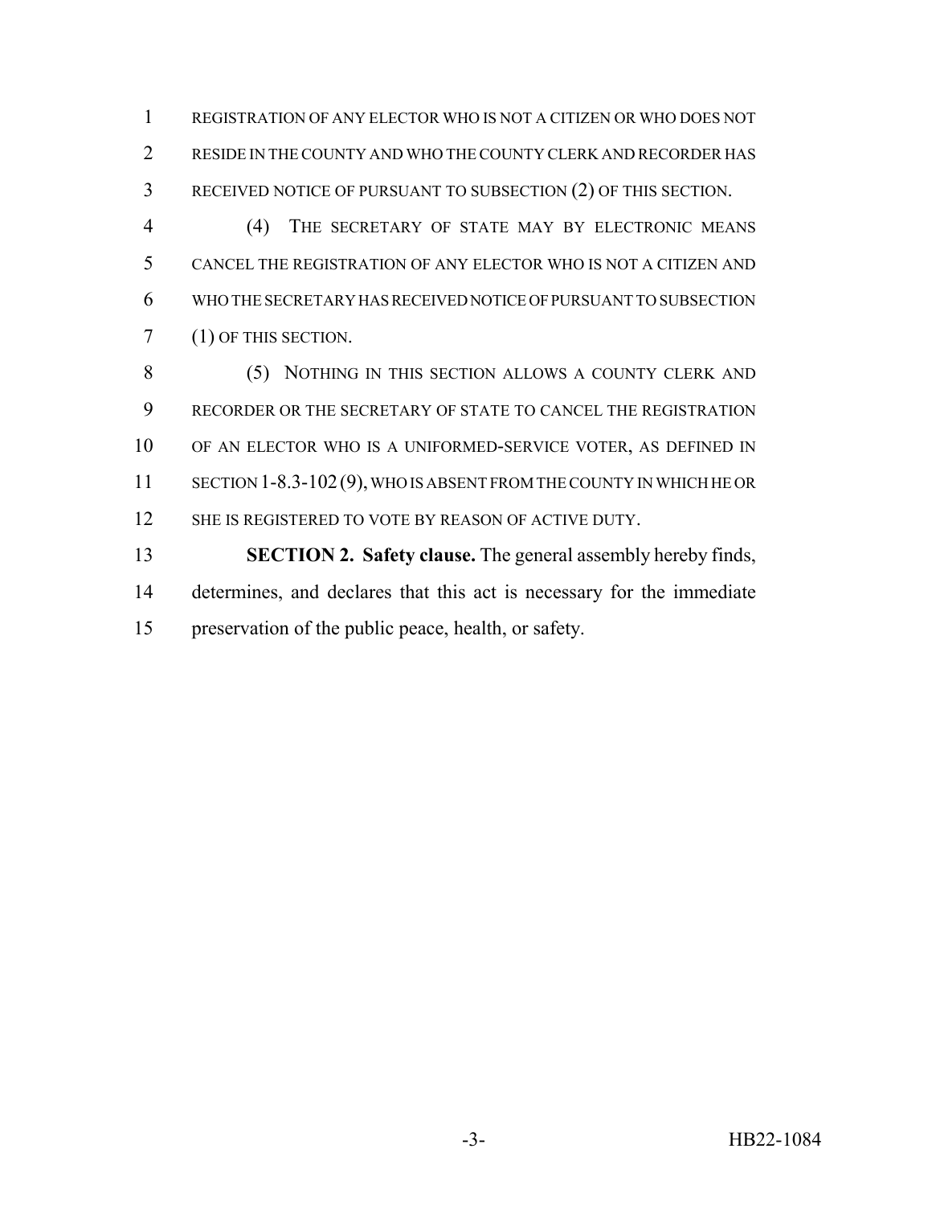REGISTRATION OF ANY ELECTOR WHO IS NOT A CITIZEN OR WHO DOES NOT RESIDE IN THE COUNTY AND WHO THE COUNTY CLERK AND RECORDER HAS RECEIVED NOTICE OF PURSUANT TO SUBSECTION (2) OF THIS SECTION.

(4) THE SECRETARY OF STATE MAY BY ELECTRONIC MEANS CANCEL THE REGISTRATION OF ANY ELECTOR WHO IS NOT A CITIZEN AND WHO THE SECRETARY HAS RECEIVED NOTICE OF PURSUANT TO SUBSECTION (1) OF THIS SECTION.

(5) NOTHING IN THIS SECTION ALLOWS A COUNTY CLERK AND RECORDER OR THE SECRETARY OF STATE TO CANCEL THE REGISTRATION OF AN ELECTOR WHO IS A UNIFORMED-SERVICE VOTER, AS DEFINED IN SECTION 1-8.3-102 (9), WHO IS ABSENT FROM THE COUNTY IN WHICH HE OR SHE IS REGISTERED TO VOTE BY REASON OF ACTIVE DUTY.

**SECTION 2. Safety clause.** The general assembly hereby finds, determines, and declares that this act is necessary for the immediate preservation of the public peace, health, or safety.